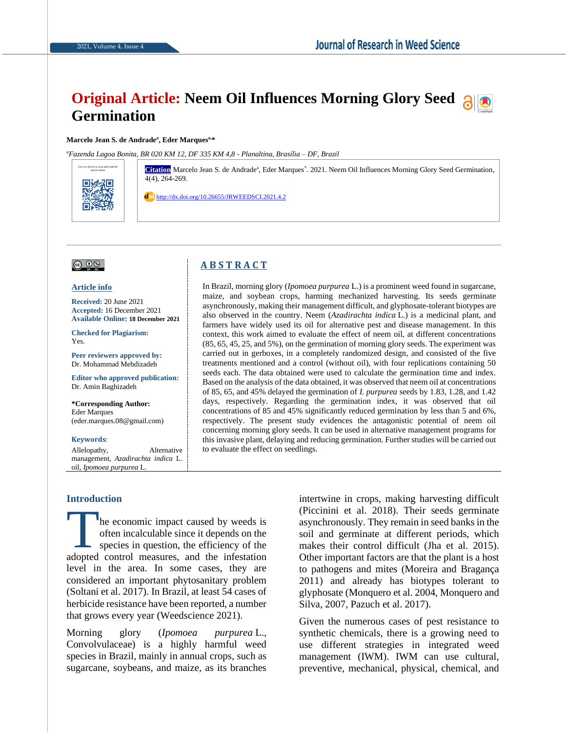# Original Article: Neem Oil Influences Morning Glory Seed Germination

**Marcelo Jean S. de Andrade[a], Eder Marques[a,*]**

[a] *Fazenda Lagoa Bonita, BR 020 KM 12, DF 335 KM 4,8 - Planaltina, Brasília – DF, Brazil*

**Citation** Marcelo Jean S. de Andrade[a], Eder Marques[*]. 2021. Neem Oil Influences Morning Glory Seed Germination, 4(4), 264-269.

http://dx.doi.org/10.26655/JRWEEDSCI.2021.4.2

**Article info**

**Received:** 20 June 2021
**Accepted:** 16 December 2021
**Available Online:** 18 December 2021

**Checked for Plagiarism:** Yes.

**Peer reviewers approved by:** Dr. Mohammad Mehdizadeh

**Editor who approved publication:** Dr. Amin Baghizadeh

**\*Corresponding Author:** Eder Marques (eder.marques.08@gmail.com)

**Keywords**: Allelopathy, Alternative management, *Azadirachta indica* L. oil, *Ipomoea purpurea* L.

## ABSTRACT

In Brazil, morning glory (*Ipomoea purpurea* L.) is a prominent weed found in sugarcane, maize, and soybean crops, harming mechanized harvesting. Its seeds germinate asynchronously, making their management difficult, and glyphosate-tolerant biotypes are also observed in the country. Neem (*Azadirachta indica* L.) is a medicinal plant, and farmers have widely used its oil for alternative pest and disease management. In this context, this work aimed to evaluate the effect of neem oil, at different concentrations (85, 65, 45, 25, and 5%), on the germination of morning glory seeds. The experiment was carried out in gerboxes, in a completely randomized design, and consisted of the five treatments mentioned and a control (without oil), with four replications containing 50 seeds each. The data obtained were used to calculate the germination time and index. Based on the analysis of the data obtained, it was observed that neem oil at concentrations of 85, 65, and 45% delayed the germination of *I. purpurea* seeds by 1.83, 1.28, and 1.42 days, respectively. Regarding the germination index, it was observed that oil concentrations of 85 and 45% significantly reduced germination by less than 5 and 6%, respectively. The present study evidences the antagonistic potential of neem oil concerning morning glory seeds. It can be used in alternative management programs for this invasive plant, delaying and reducing germination. Further studies will be carried out to evaluate the effect on seedlings.

## Introduction

The economic impact caused by weeds is often incalculable since it depends on the species in question, the efficiency of the adopted control measures, and the infestation level in the area. In some cases, they are considered an important phytosanitary problem (Soltani et al. 2017). In Brazil, at least 54 cases of herbicide resistance have been reported, a number that grows every year (Weedscience 2021).

Morning glory (*Ipomoea purpurea* L., Convolvulaceae) is a highly harmful weed species in Brazil, mainly in annual crops, such as sugarcane, soybeans, and maize, as its branches intertwine in crops, making harvesting difficult (Piccinini et al. 2018). Their seeds germinate asynchronously. They remain in seed banks in the soil and germinate at different periods, which makes their control difficult (Jha et al. 2015). Other important factors are that the plant is a host to pathogens and mites (Moreira and Bragança 2011) and already has biotypes tolerant to glyphosate (Monquero et al. 2004, Monquero and Silva, 2007, Pazuch et al. 2017).

Given the numerous cases of pest resistance to synthetic chemicals, there is a growing need to use different strategies in integrated weed management (IWM). IWM can use cultural, preventive, mechanical, physical, chemical, and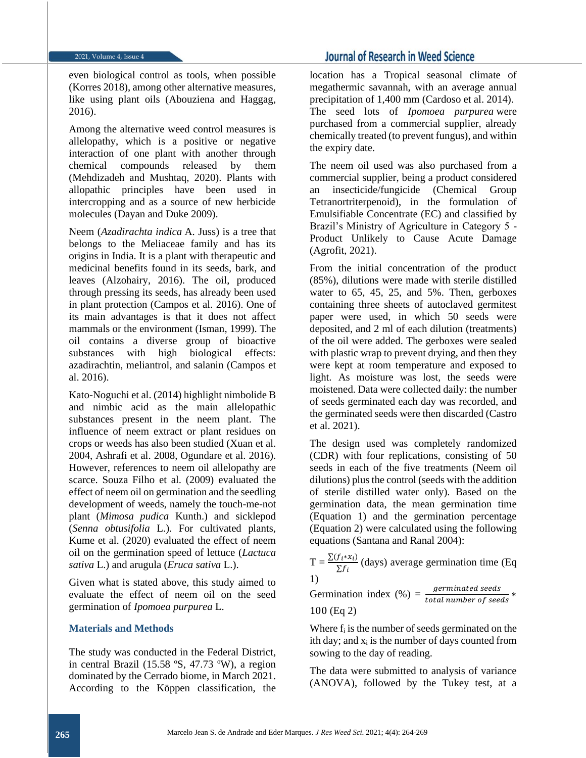even biological control as tools, when possible (Korres 2018), among other alternative measures, like using plant oils (Abouziena and Haggag, 2016).

Among the alternative weed control measures is allelopathy, which is a positive or negative interaction of one plant with another through chemical compounds released by them (Mehdizadeh and Mushtaq, 2020). Plants with allopathic principles have been used in intercropping and as a source of new herbicide molecules (Dayan and Duke 2009).

Neem (*Azadirachta indica* A. Juss) is a tree that belongs to the Meliaceae family and has its origins in India. It is a plant with therapeutic and medicinal benefits found in its seeds, bark, and leaves (Alzohairy, 2016). The oil, produced through pressing its seeds, has already been used in plant protection (Campos et al. 2016). One of its main advantages is that it does not affect mammals or the environment (Isman, 1999). The oil contains a diverse group of bioactive substances with high biological effects: azadirachtin, meliantrol, and salanin (Campos et al. 2016).

Kato-Noguchi et al. (2014) highlight nimbolide B and nimbic acid as the main allelopathic substances present in the neem plant. The influence of neem extract or plant residues on crops or weeds has also been studied (Xuan et al. 2004, Ashrafi et al. 2008, Ogundare et al. 2016). However, references to neem oil allelopathy are scarce. Souza Filho et al. (2009) evaluated the effect of neem oil on germination and the seedling development of weeds, namely the touch-me-not plant (*Mimosa pudica* Kunth.) and sicklepod (*Senna obtusifolia* L.). For cultivated plants, Kume et al. (2020) evaluated the effect of neem oil on the germination speed of lettuce (*Lactuca sativa* L.) and arugula (*Eruca sativa* L.).

Given what is stated above, this study aimed to evaluate the effect of neem oil on the seed germination of *Ipomoea purpurea* L.

## Materials and Methods

The study was conducted in the Federal District, in central Brazil (15.58 ºS, 47.73 ºW), a region dominated by the Cerrado biome, in March 2021. According to the Köppen classification, the location has a Tropical seasonal climate of megathermic savannah, with an average annual precipitation of 1,400 mm (Cardoso et al. 2014). The seed lots of *Ipomoea purpurea* were purchased from a commercial supplier, already chemically treated (to prevent fungus), and within the expiry date.

The neem oil used was also purchased from a commercial supplier, being a product considered an insecticide/fungicide (Chemical Group Tetranortriterpenoid), in the formulation of Emulsifiable Concentrate (EC) and classified by Brazil's Ministry of Agriculture in Category 5 - Product Unlikely to Cause Acute Damage (Agrofit, 2021).

From the initial concentration of the product (85%), dilutions were made with sterile distilled water to 65, 45, 25, and 5%. Then, gerboxes containing three sheets of autoclaved germitest paper were used, in which 50 seeds were deposited, and 2 ml of each dilution (treatments) of the oil were added. The gerboxes were sealed with plastic wrap to prevent drying, and then they were kept at room temperature and exposed to light. As moisture was lost, the seeds were moistened. Data were collected daily: the number of seeds germinated each day was recorded, and the germinated seeds were then discarded (Castro et al. 2021).

The design used was completely randomized (CDR) with four replications, consisting of 50 seeds in each of the five treatments (Neem oil dilutions) plus the control (seeds with the addition of sterile distilled water only). Based on the germination data, the mean germination time (Equation 1) and the germination percentage (Equation 2) were calculated using the following equations (Santana and Ranal 2004):

$$T = \frac{\sum(f_i * x_i)}{\sum f_i} \text{ (days) average germination time (Eq 1)}$$

$$\text{Germination index (\%)} = \frac{\text{germinated seeds}}{\text{total number of seeds}} * 100 \text{ (Eq 2)}$$

Where $f_i$ is the number of seeds germinated on the ith day; and $x_i$ is the number of days counted from sowing to the day of reading.

The data were submitted to analysis of variance (ANOVA), followed by the Tukey test, at a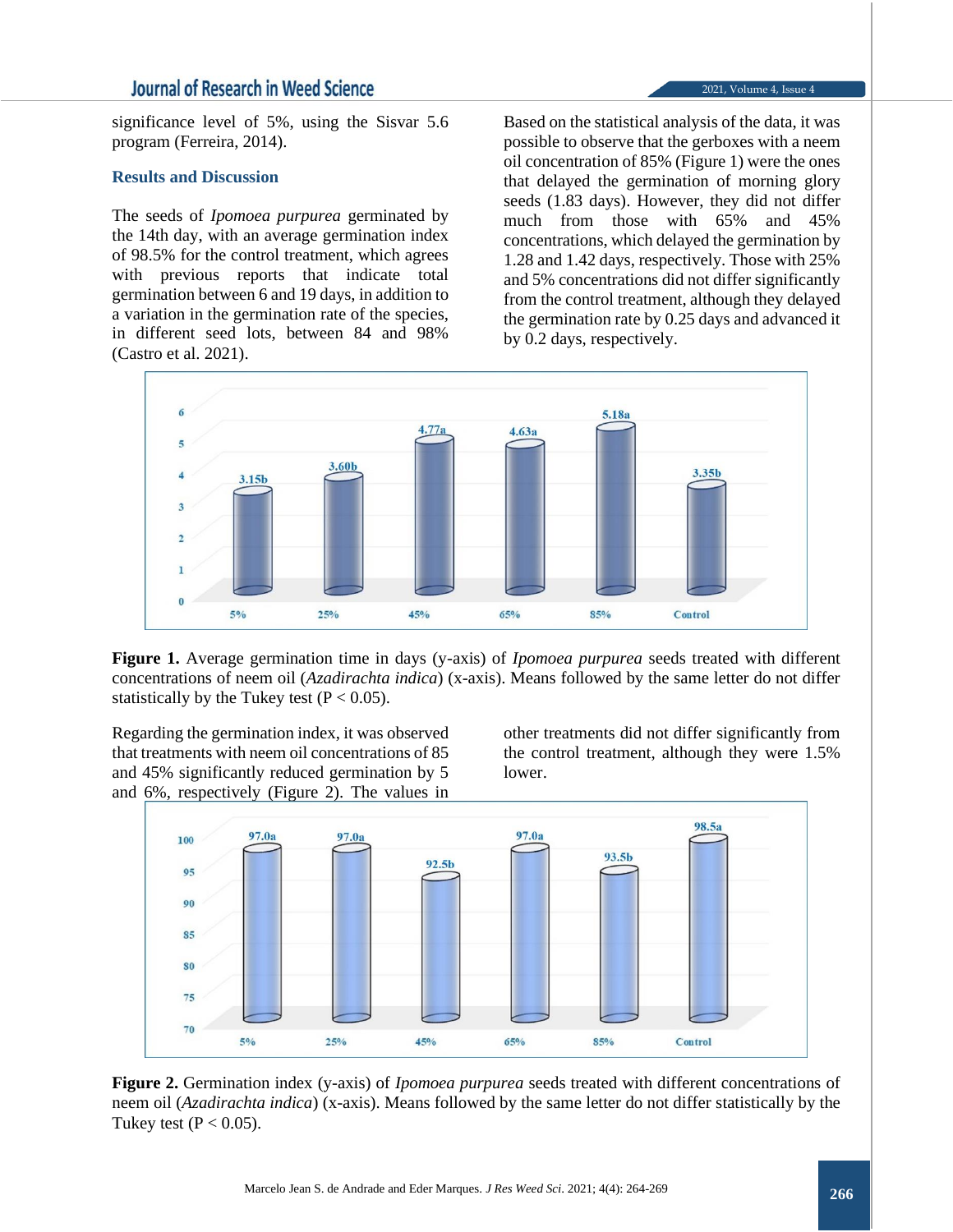significance level of 5%, using the Sisvar 5.6 program (Ferreira, 2014).

## Results and Discussion

The seeds of *Ipomoea purpurea* germinated by the 14th day, with an average germination index of 98.5% for the control treatment, which agrees with previous reports that indicate total germination between 6 and 19 days, in addition to a variation in the germination rate of the species, in different seed lots, between 84 and 98% (Castro et al. 2021).

Based on the statistical analysis of the data, it was possible to observe that the gerboxes with a neem oil concentration of 85% (Figure 1) were the ones that delayed the germination of morning glory seeds (1.83 days). However, they did not differ much from those with 65% and 45% concentrations, which delayed the germination by 1.28 and 1.42 days, respectively. Those with 25% and 5% concentrations did not differ significantly from the control treatment, although they delayed the germination rate by 0.25 days and advanced it by 0.2 days, respectively.

**Figure 1.** Average germination time in days (y-axis) of *Ipomoea purpurea* seeds treated with different concentrations of neem oil (*Azadirachta indica*) (x-axis). Means followed by the same letter do not differ statistically by the Tukey test ($P < 0.05$).

Regarding the germination index, it was observed that treatments with neem oil concentrations of 85 and 45% significantly reduced germination by 5 and 6%, respectively (Figure 2). The values in other treatments did not differ significantly from the control treatment, although they were 1.5% lower.

**Figure 2.** Germination index (y-axis) of *Ipomoea purpurea* seeds treated with different concentrations of neem oil (*Azadirachta indica*) (x-axis). Means followed by the same letter do not differ statistically by the Tukey test ($P < 0.05$).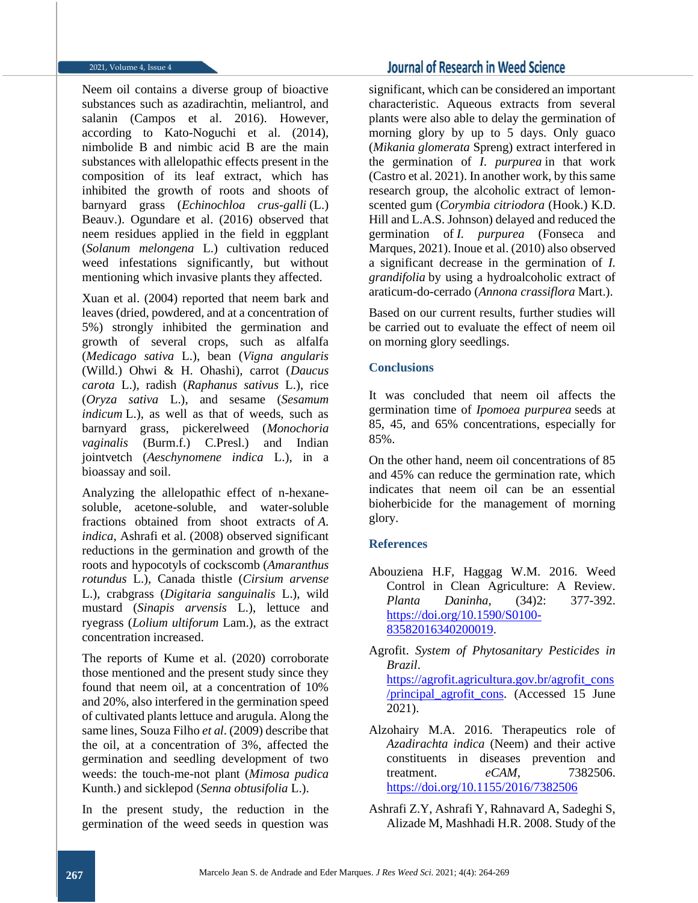Neem oil contains a diverse group of bioactive substances such as azadirachtin, meliantrol, and salanin (Campos et al. 2016). However, according to Kato-Noguchi et al. (2014), nimbolide B and nimbic acid B are the main substances with allelopathic effects present in the composition of its leaf extract, which has inhibited the growth of roots and shoots of barnyard grass (*Echinochloa crus-galli* (L.) Beauv.). Ogundare et al. (2016) observed that neem residues applied in the field in eggplant (*Solanum melongena* L.) cultivation reduced weed infestations significantly, but without mentioning which invasive plants they affected.

Xuan et al. (2004) reported that neem bark and leaves (dried, powdered, and at a concentration of 5%) strongly inhibited the germination and growth of several crops, such as alfalfa (*Medicago sativa* L.), bean (*Vigna angularis* (Willd.) Ohwi & H. Ohashi), carrot (*Daucus carota* L.), radish (*Raphanus sativus* L.), rice (*Oryza sativa* L.), and sesame (*Sesamum indicum* L.), as well as that of weeds, such as barnyard grass, pickerelweed (*Monochoria vaginalis* (Burm.f.) C.Presl.) and Indian jointvetch (*Aeschynomene indica* L.), in a bioassay and soil.

Analyzing the allelopathic effect of n-hexane-soluble, acetone-soluble, and water-soluble fractions obtained from shoot extracts of *A. indica*, Ashrafi et al. (2008) observed significant reductions in the germination and growth of the roots and hypocotyls of cockscomb (*Amaranthus rotundus* L.), Canada thistle (*Cirsium arvense* L.), crabgrass (*Digitaria sanguinalis* L.), wild mustard (*Sinapis arvensis* L.), lettuce and ryegrass (*Lolium ultiforum* Lam.), as the extract concentration increased.

The reports of Kume et al. (2020) corroborate those mentioned and the present study since they found that neem oil, at a concentration of 10% and 20%, also interfered in the germination speed of cultivated plants lettuce and arugula. Along the same lines, Souza Filho *et al*. (2009) describe that the oil, at a concentration of 3%, affected the germination and seedling development of two weeds: the touch-me-not plant (*Mimosa pudica* Kunth.) and sicklepod (*Senna obtusifolia* L.).

In the present study, the reduction in the germination of the weed seeds in question was significant, which can be considered an important characteristic. Aqueous extracts from several plants were also able to delay the germination of morning glory by up to 5 days. Only guaco (*Mikania glomerata* Spreng) extract interfered in the germination of *I. purpurea* in that work (Castro et al. 2021). In another work, by this same research group, the alcoholic extract of lemon-scented gum (*Corymbia citriodora* (Hook.) K.D. Hill and L.A.S. Johnson) delayed and reduced the germination of *I. purpurea* (Fonseca and Marques, 2021). Inoue et al. (2010) also observed a significant decrease in the germination of *I. grandifolia* by using a hydroalcoholic extract of araticum-do-cerrado (*Annona crassiflora* Mart.).

Based on our current results, further studies will be carried out to evaluate the effect of neem oil on morning glory seedlings.

## Conclusions

It was concluded that neem oil affects the germination time of *Ipomoea purpurea* seeds at 85, 45, and 65% concentrations, especially for 85%.

On the other hand, neem oil concentrations of 85 and 45% can reduce the germination rate, which indicates that neem oil can be an essential bioherbicide for the management of morning glory.

## References

Abouziena H.F, Haggag W.M. 2016. Weed Control in Clean Agriculture: A Review. *Planta Daninha*, (34)2: 377-392. https://doi.org/10.1590/S0100-83582016340200019.

Agrofit. *System of Phytosanitary Pesticides in Brazil*. https://agrofit.agricultura.gov.br/agrofit_cons/principal_agrofit_cons. (Accessed 15 June 2021).

Alzohairy M.A. 2016. Therapeutics role of *Azadirachta indica* (Neem) and their active constituents in diseases prevention and treatment. *eCAM*, 7382506. https://doi.org/10.1155/2016/7382506

Ashrafi Z.Y, Ashrafi Y, Rahnavard A, Sadeghi S, Alizade M, Mashhadi H.R. 2008. Study of the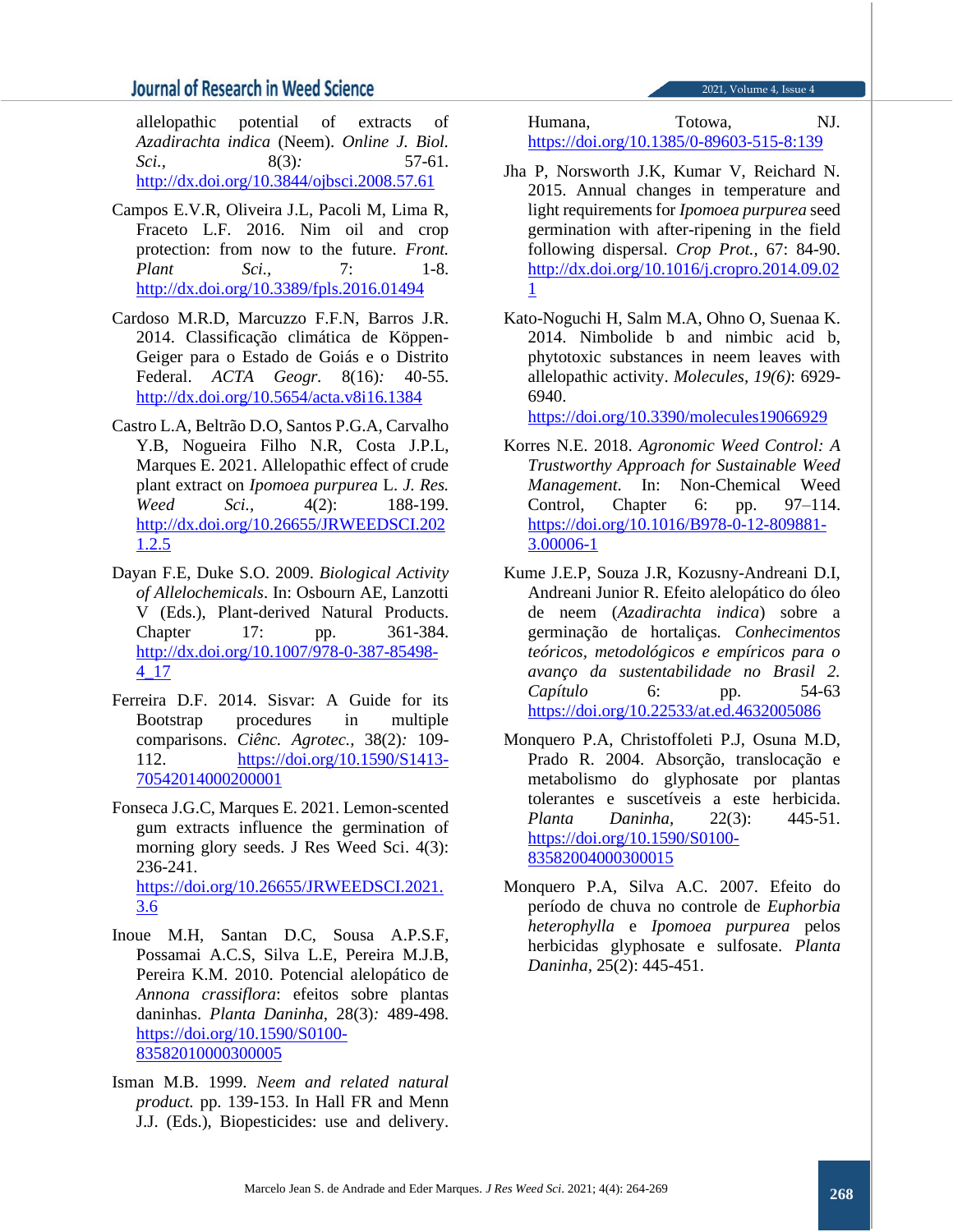allelopathic potential of extracts of *Azadirachta indica* (Neem). *Online J. Biol. Sci.*, 8(3): 57-61. http://dx.doi.org/10.3844/ojbsci.2008.57.61

Campos E.V.R, Oliveira J.L, Pacoli M, Lima R, Fraceto L.F. 2016. Nim oil and crop protection: from now to the future. *Front. Plant Sci.*, 7: 1-8. http://dx.doi.org/10.3389/fpls.2016.01494

Cardoso M.R.D, Marcuzzo F.F.N, Barros J.R. 2014. Classificação climática de Köppen-Geiger para o Estado de Goiás e o Distrito Federal. *ACTA Geogr.* 8(16): 40-55. http://dx.doi.org/10.5654/acta.v8i16.1384

Castro L.A, Beltrão D.O, Santos P.G.A, Carvalho Y.B, Nogueira Filho N.R, Costa J.P.L, Marques E. 2021. Allelopathic effect of crude plant extract on *Ipomoea purpurea* L. *J. Res. Weed Sci.*, 4(2): 188-199. http://dx.doi.org/10.26655/JRWEEDSCI.2021.2.5

Dayan F.E, Duke S.O. 2009. *Biological Activity of Allelochemicals*. In: Osbourn AE, Lanzotti V (Eds.), Plant-derived Natural Products. Chapter 17: pp. 361-384. http://dx.doi.org/10.1007/978-0-387-85498-4_17

Ferreira D.F. 2014. Sisvar: A Guide for its Bootstrap procedures in multiple comparisons. *Ciênc. Agrotec.*, 38(2): 109-112. https://doi.org/10.1590/S1413-70542014000200001

Fonseca J.G.C, Marques E. 2021. Lemon-scented gum extracts influence the germination of morning glory seeds. J Res Weed Sci. 4(3): 236-241. https://doi.org/10.26655/JRWEEDSCI.2021.3.6

Inoue M.H, Santan D.C, Sousa A.P.S.F, Possamai A.C.S, Silva L.E, Pereira M.J.B, Pereira K.M. 2010. Potencial alelopático de *Annona crassiflora*: efeitos sobre plantas daninhas. *Planta Daninha*, 28(3): 489-498. https://doi.org/10.1590/S0100-83582010000300005

Isman M.B. 1999. *Neem and related natural product.* pp. 139-153. In Hall FR and Menn J.J. (Eds.), Biopesticides: use and delivery. Humana, Totowa, NJ. https://doi.org/10.1385/0-89603-515-8:139

Jha P, Norsworth J.K, Kumar V, Reichard N. 2015. Annual changes in temperature and light requirements for *Ipomoea purpurea* seed germination with after-ripening in the field following dispersal. *Crop Prot.*, 67: 84-90. http://dx.doi.org/10.1016/j.cropro.2014.09.021

Kato-Noguchi H, Salm M.A, Ohno O, Suenaa K. 2014. Nimbolide b and nimbic acid b, phytotoxic substances in neem leaves with allelopathic activity. *Molecules, 19(6)*: 6929-6940. https://doi.org/10.3390/molecules19066929

Korres N.E. 2018. *Agronomic Weed Control: A Trustworthy Approach for Sustainable Weed Management*. In: Non-Chemical Weed Control, Chapter 6: pp. 97–114. https://doi.org/10.1016/B978-0-12-809881-3.00006-1

Kume J.E.P, Souza J.R, Kozusny-Andreani D.I, Andreani Junior R. Efeito alelopático do óleo de neem (*Azadirachta indica*) sobre a germinação de hortaliças. *Conhecimentos teóricos, metodológicos e empíricos para o avanço da sustentabilidade no Brasil 2. Capítulo* 6: pp. 54-63 https://doi.org/10.22533/at.ed.4632005086

Monquero P.A, Christoffoleti P.J, Osuna M.D, Prado R. 2004. Absorção, translocação e metabolismo do glyphosate por plantas tolerantes e suscetíveis a este herbicida. *Planta Daninha*, 22(3): 445-51. https://doi.org/10.1590/S0100-83582004000300015

Monquero P.A, Silva A.C. 2007. Efeito do período de chuva no controle de *Euphorbia heterophylla* e *Ipomoea purpurea* pelos herbicidas glyphosate e sulfosate. *Planta Daninha*, 25(2): 445-451.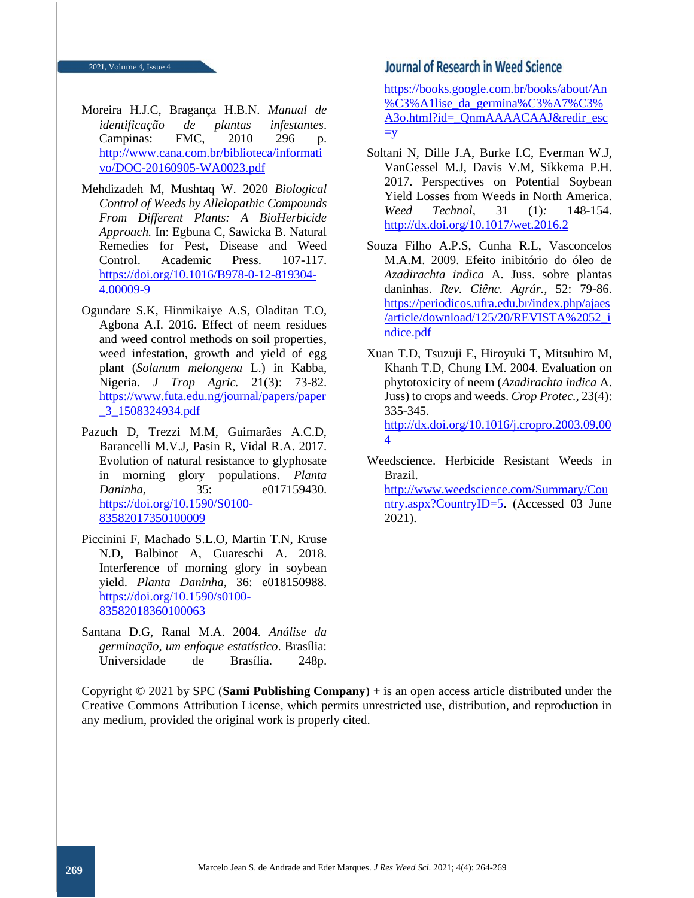Moreira H.J.C, Bragança H.B.N. *Manual de identificação de plantas infestantes*. Campinas: FMC, 2010 296 p. http://www.cana.com.br/biblioteca/informativo/DOC-20160905-WA0023.pdf

Mehdizadeh M, Mushtaq W. 2020 *Biological Control of Weeds by Allelopathic Compounds From Different Plants: A BioHerbicide Approach.* In: Egbuna C, Sawicka B. Natural Remedies for Pest, Disease and Weed Control. Academic Press. 107-117. https://doi.org/10.1016/B978-0-12-819304-4.00009-9

Ogundare S.K, Hinmikaiye A.S, Oladitan T.O, Agbona A.I. 2016. Effect of neem residues and weed control methods on soil properties, weed infestation, growth and yield of egg plant (*Solanum melongena* L.) in Kabba, Nigeria. *J Trop Agric.* 21(3): 73-82. https://www.futa.edu.ng/journal/papers/paper_3_1508324934.pdf

Pazuch D, Trezzi M.M, Guimarães A.C.D, Barancelli M.V.J, Pasin R, Vidal R.A. 2017. Evolution of natural resistance to glyphosate in morning glory populations. *Planta Daninha*, 35: e017159430. https://doi.org/10.1590/S0100-83582017350100009

Piccinini F, Machado S.L.O, Martin T.N, Kruse N.D, Balbinot A, Guareschi A. 2018. Interference of morning glory in soybean yield. *Planta Daninha*, 36: e018150988. https://doi.org/10.1590/s0100-83582018360100063

Santana D.G, Ranal M.A. 2004. *Análise da germinação, um enfoque estatístico*. Brasília: Universidade de Brasília. 248p. https://books.google.com.br/books/about/An%C3%A1lise_da_germina%C3%A7%C3%A3o.html?id=_QnmAAAACAAJ&redir_esc=y

Soltani N, Dille J.A, Burke I.C, Everman W.J, VanGessel M.J, Davis V.M, Sikkema P.H. 2017. Perspectives on Potential Soybean Yield Losses from Weeds in North America. *Weed Technol,* 31 (1)*:* 148-154. http://dx.doi.org/10.1017/wet.2016.2

Souza Filho A.P.S, Cunha R.L, Vasconcelos M.A.M. 2009. Efeito inibitório do óleo de *Azadirachta indica* A. Juss. sobre plantas daninhas. *Rev. Ciênc. Agrár.*, 52: 79-86. https://periodicos.ufra.edu.br/index.php/ajaes/article/download/125/20/REVISTA%2052_indice.pdf

Xuan T.D, Tsuzuji E, Hiroyuki T, Mitsuhiro M, Khanh T.D, Chung I.M. 2004. Evaluation on phytotoxicity of neem (*Azadirachta indica* A. Juss) to crops and weeds. *Crop Protec.*, 23(4): 335-345. http://dx.doi.org/10.1016/j.cropro.2003.09.004

Weedscience. Herbicide Resistant Weeds in Brazil. http://www.weedscience.com/Summary/Country.aspx?CountryID=5. (Accessed 03 June 2021).

Copyright © 2021 by SPC (**Sami Publishing Company**) + is an open access article distributed under the Creative Commons Attribution License, which permits unrestricted use, distribution, and reproduction in any medium, provided the original work is properly cited.